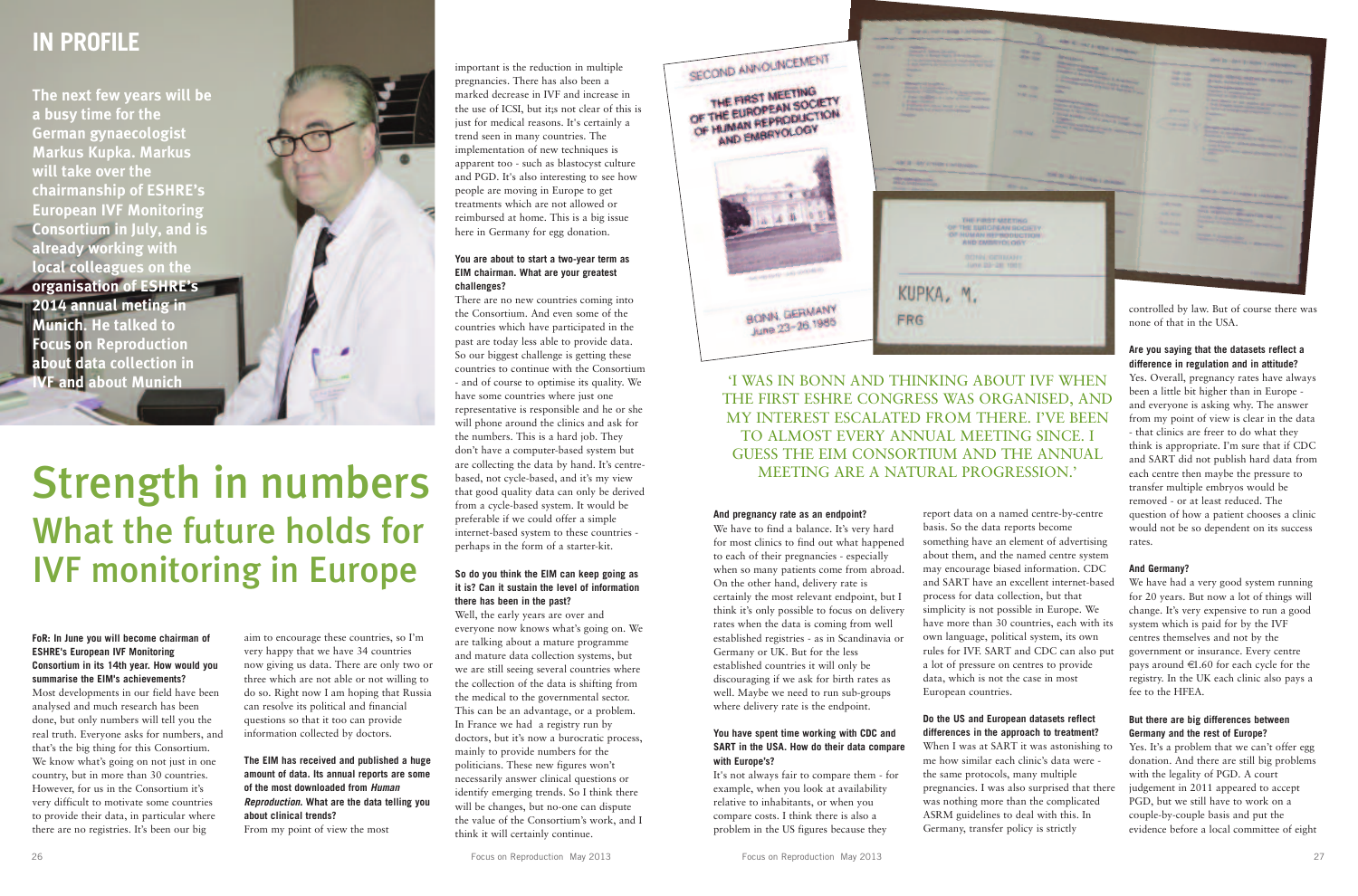## IN PROFILE

**The next few years will be a busy time for the German gynaecologist Markus Kupka. Markus will take over the chairmanship of ESHRE's European IVF Monitoring Consortium in July, and is already working with local colleagues on the organisation of ESHRE's 2014 annual meting in Munich. He talked to Focus on Reproduction about data collection in IVF and about Munich**

# Strength in numbers

## What the future holds for IVF monitoring in Europe

**FoR: In June you will become chairman of ESHRE's European IVF Monitoring Consortium in its 14th year. How would you summarise the EIM's achievements?**

Most developments in our field have been analysed and much research has been done, but only numbers will tell you the real truth. Everyone asks for numbers, and that's the big thing for this Consortium. We know what's going on not just in one country, but in more than 30 countries. However, for us in the Consortium it's very difficult to motivate some countries to provide their data, in particular where there are no registries. It's been our big aim to encourage these countries, so I'm very happy that we have 34 countries now giving us data. There are only two or three which are not able or not willing to do so. Right now I am hoping that Russia can resolve its political and financial questions so that it too can provide information collected by doctors.

**The EIM has received and published a huge amount of data. Its annual reports are some of the most downloaded from *Human Reproduction*. What are the data telling you about clinical trends?**

From my point of view the most important is the reduction in multiple pregnancies. There has also been a marked decrease in IVF and increase in the use of ICSI, but it;s not clear of this is just for medical reasons. It's certainly a trend seen in many countries. The implementation of new techniques is apparent too - such as blastocyst culture and PGD. It's also interesting to see how people are moving in Europe to get treatments which are not allowed or reimbursed at home. This is a big issue here in Germany for egg donation.

**You are about to start a two-year term as EIM chairman. What are your greatest challenges?**

There are no new countries coming into the Consortium. And even some of the countries which have participated in the past are today less able to provide data. So our biggest challenge is getting these countries to continue with the Consortium - and of course to optimise its quality. We have some countries where just one representative is responsible and he or she will phone around the clinics and ask for the numbers. This is a hard job. They don't have a computer-based system but are collecting the data by hand. It's centre-based, not cycle-based, and it's my view that good quality data can only be derived from a cycle-based system. It would be preferable if we could offer a simple internet-based system to these countries - perhaps in the form of a starter-kit.

**So do you think the EIM can keep going as it is? Can it sustain the level of information there has been in the past?**

Well, the early years are over and everyone now knows what's going on. We are talking about a mature programme and mature data collection systems, but we are still seeing several countries where the collection of the data is shifting from the medical to the governmental sector. This can be an advantage, or a problem. In France we had a registry run by doctors, but it's now a burocratic process, mainly to provide numbers for the politicians. These new figures won't necessarily answer clinical questions or identify emerging trends. So I think there will be changes, but no-one can dispute the value of the Consortium's work, and I think it will certainly continue.

'I WAS IN BONN AND THINKING ABOUT IVF WHEN THE FIRST ESHRE CONGRESS WAS ORGANISED, AND MY INTEREST ESCALATED FROM THERE. I'VE BEEN TO ALMOST EVERY ANNUAL MEETING SINCE. I GUESS THE EIM CONSORTIUM AND THE ANNUAL MEETING ARE A NATURAL PROGRESSION.'

**And pregnancy rate as an endpoint?**

We have to find a balance. It's very hard for most clinics to find out what happened to each of their pregnancies - especially when so many patients come from abroad. On the other hand, delivery rate is certainly the most relevant endpoint, but I think it's only possible to focus on delivery rates when the data is coming from well established registries - as in Scandinavia or Germany or UK. But for the less established countries it will only be discouraging if we ask for birth rates as well. Maybe we need to run sub-groups where delivery rate is the endpoint.

**You have spent time working with CDC and SART in the USA. How do their data compare with Europe's?**

It's not always fair to compare them - for example, when you look at availability relative to inhabitants, or when you compare costs. I think there is also a problem in the US figures because they report data on a named centre-by-centre basis. So the data reports become something have an element of advertising about them, and the named centre system may encourage biased information. CDC and SART have an excellent internet-based process for data collection, but that simplicity is not possible in Europe. We have more than 30 countries, each with its own language, political system, its own rules for IVF. SART and CDC can also put a lot of pressure on centres to provide data, which is not the case in most European countries.

**Do the US and European datasets reflect differences in the approach to treatment?**

When I was at SART it was astonishing to me how similar each clinic's data were - the same protocols, many multiple pregnancies. I was also surprised that there was nothing more than the complicated ASRM guidelines to deal with this. In Germany, transfer policy is strictly controlled by law. But of course there was none of that in the USA.

**Are you saying that the datasets reflect a difference in regulation and in attitude?**

Yes. Overall, pregnancy rates have always been a little bit higher than in Europe - and everyone is asking why. The answer from my point of view is clear in the data - that clinics are freer to do what they think is appropriate. I'm sure that if CDC and SART did not publish hard data from each centre then maybe the pressure to transfer multiple embryos would be removed - or at least reduced. The question of how a patient chooses a clinic would not be so dependent on its success rates.

**And Germany?**

We have had a very good system running for 20 years. But now a lot of things will change. It's very expensive to run a good system which is paid for by the IVF centres themselves and not by the government or insurance. Every centre pays around €1.60 for each cycle for the registry. In the UK each clinic also pays a fee to the HFEA.

**But there are big differences between Germany and the rest of Europe?**

Yes. It's a problem that we can't offer egg donation. And there are still big problems with the legality of PGD. A court judgement in 2011 appeared to accept PGD, but we still have to work on a couple-by-couple basis and put the evidence before a local committee of eight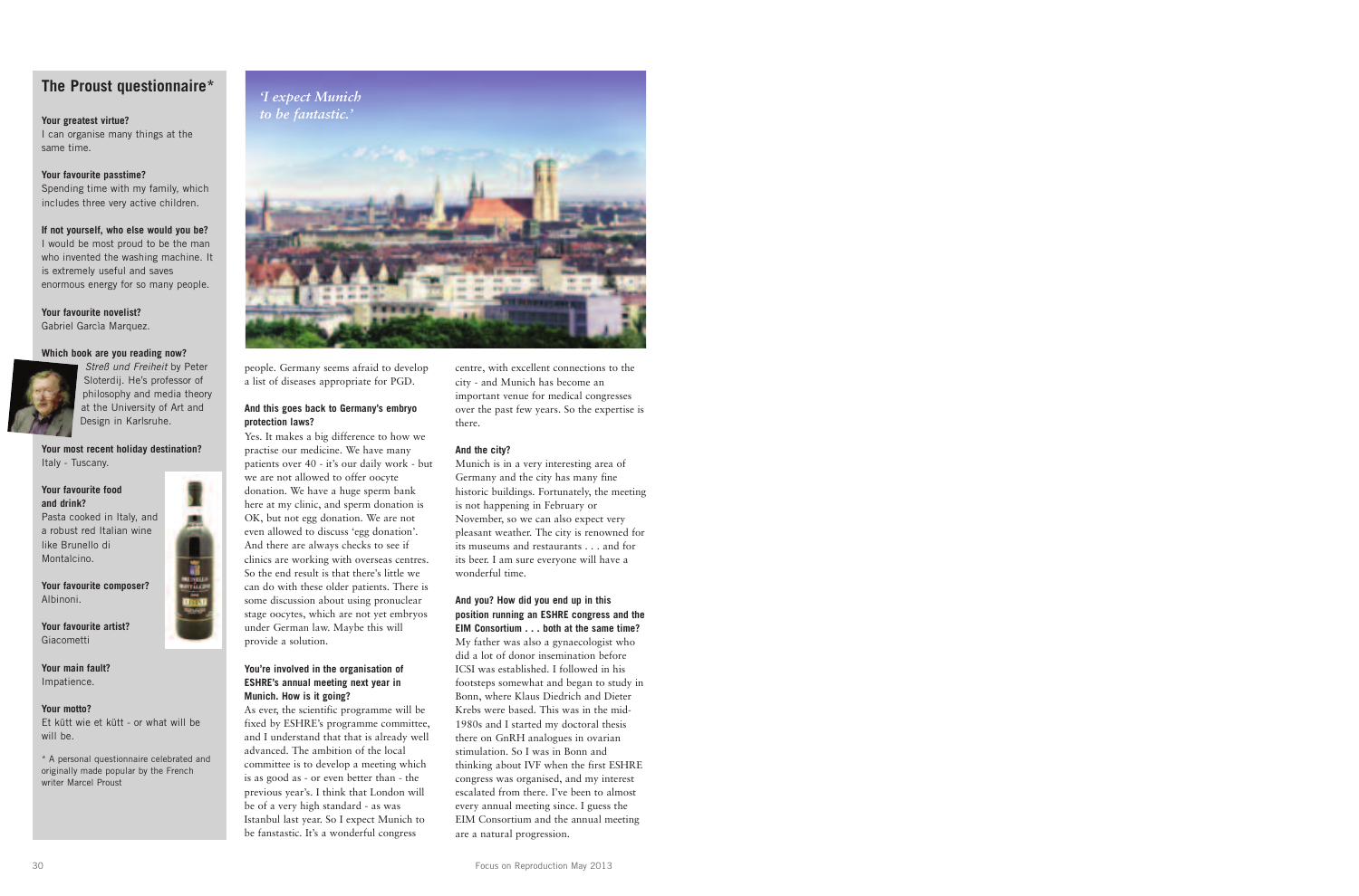## The Proust questionnaire*

**Your greatest virtue?**
I can organise many things at the same time.

**Your favourite passtime?**
Spending time with my family, which includes three very active children.

**If not yourself, who else would you be?**
I would be most proud to be the man who invented the washing machine. It is extremely useful and saves enormous energy for so many people.

**Your favourite novelist?**
Gabriel Garcìa Marquez.

**Which book are you reading now?**
*Streß und Freiheit* by Peter Sloterdij. He's professor of philosophy and media theory at the University of Art and Design in Karlsruhe.

**Your most recent holiday destination?**
Italy - Tuscany.

**Your favourite food and drink?**
Pasta cooked in Italy, and a robust red Italian wine like Brunello di Montalcino.

**Your favourite composer?**
Albinoni.

**Your favourite artist?**
Giacometti

**Your main fault?**
Impatience.

**Your motto?**
Et kütt wie et kütt - or what will be will be.

* A personal questionnaire celebrated and originally made popular by the French writer Marcel Proust

*'I expect Munich to be fantastic.'*

people. Germany seems afraid to develop a list of diseases appropriate for PGD.

**And this goes back to Germany's embryo protection laws?**

Yes. It makes a big difference to how we practise our medicine. We have many patients over 40 - it's our daily work - but we are not allowed to offer oocyte donation. We have a huge sperm bank here at my clinic, and sperm donation is OK, but not egg donation. We are not even allowed to discuss 'egg donation'. And there are always checks to see if clinics are working with overseas centres. So the end result is that there's little we can do with these older patients. There is some discussion about using pronuclear stage oocytes, which are not yet embryos under German law. Maybe this will provide a solution.

**You're involved in the organisation of ESHRE's annual meeting next year in Munich. How is it going?**

As ever, the scientific programme will be fixed by ESHRE's programme committee, and I understand that that is already well advanced. The ambition of the local committee is to develop a meeting which is as good as - or even better than - the previous year's. I think that London will be of a very high standard - as was Istanbul last year. So I expect Munich to be fanstastic. It's a wonderful congress centre, with excellent connections to the city - and Munich has become an important venue for medical congresses over the past few years. So the expertise is there.

**And the city?**

Munich is in a very interesting area of Germany and the city has many fine historic buildings. Fortunately, the meeting is not happening in February or November, so we can also expect very pleasant weather. The city is renowned for its museums and restaurants . . . and for its beer. I am sure everyone will have a wonderful time.

**And you? How did you end up in this position running an ESHRE congress and the EIM Consortium . . . both at the same time?**

My father was also a gynaecologist who did a lot of donor insemination before ICSI was established. I followed in his footsteps somewhat and began to study in Bonn, where Klaus Diedrich and Dieter Krebs were based. This was in the mid-1980s and I started my doctoral thesis there on GnRH analogues in ovarian stimulation. So I was in Bonn and thinking about IVF when the first ESHRE congress was organised, and my interest escalated from there. I've been to almost every annual meeting since. I guess the EIM Consortium and the annual meeting are a natural progression.